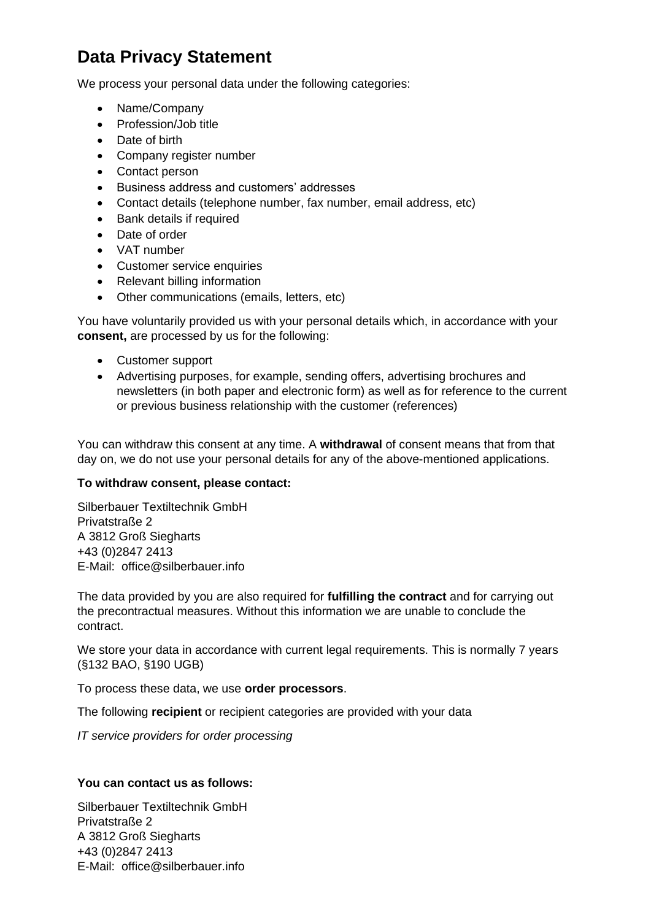# Data Privacy Statement

We process your personal data under the following categories:

- Name/Company
- Profession/Job title
- Date of birth
- Company register number
- Contact person
- Business address and customers' addresses
- Contact details (telephone number, fax number, email address, etc)
- Bank details if required
- Date of order
- VAT number
- Customer service enquiries
- Relevant billing information
- Other communications (emails, letters, etc)

You have voluntarily provided us with your personal details which, in accordance with your **consent,** are processed by us for the following:

- Customer support
- Advertising purposes, for example, sending offers, advertising brochures and newsletters (in both paper and electronic form) as well as for reference to the current or previous business relationship with the customer (references)

You can withdraw this consent at any time. A **withdrawal** of consent means that from that day on, we do not use your personal details for any of the above-mentioned applications.

**To withdraw consent, please contact:**

Silberbauer Textiltechnik GmbH
Privatstraße 2
A 3812 Groß Siegharts
+43 (0)2847 2413
E-Mail: office@silberbauer.info

The data provided by you are also required for **fulfilling the contract** and for carrying out the precontractual measures. Without this information we are unable to conclude the contract.

We store your data in accordance with current legal requirements. This is normally 7 years (§132 BAO, §190 UGB)

To process these data, we use **order processors**.

The following **recipient** or recipient categories are provided with your data

*IT service providers for order processing*

**You can contact us as follows:**

Silberbauer Textiltechnik GmbH
Privatstraße 2
A 3812 Groß Siegharts
+43 (0)2847 2413
E-Mail: office@silberbauer.info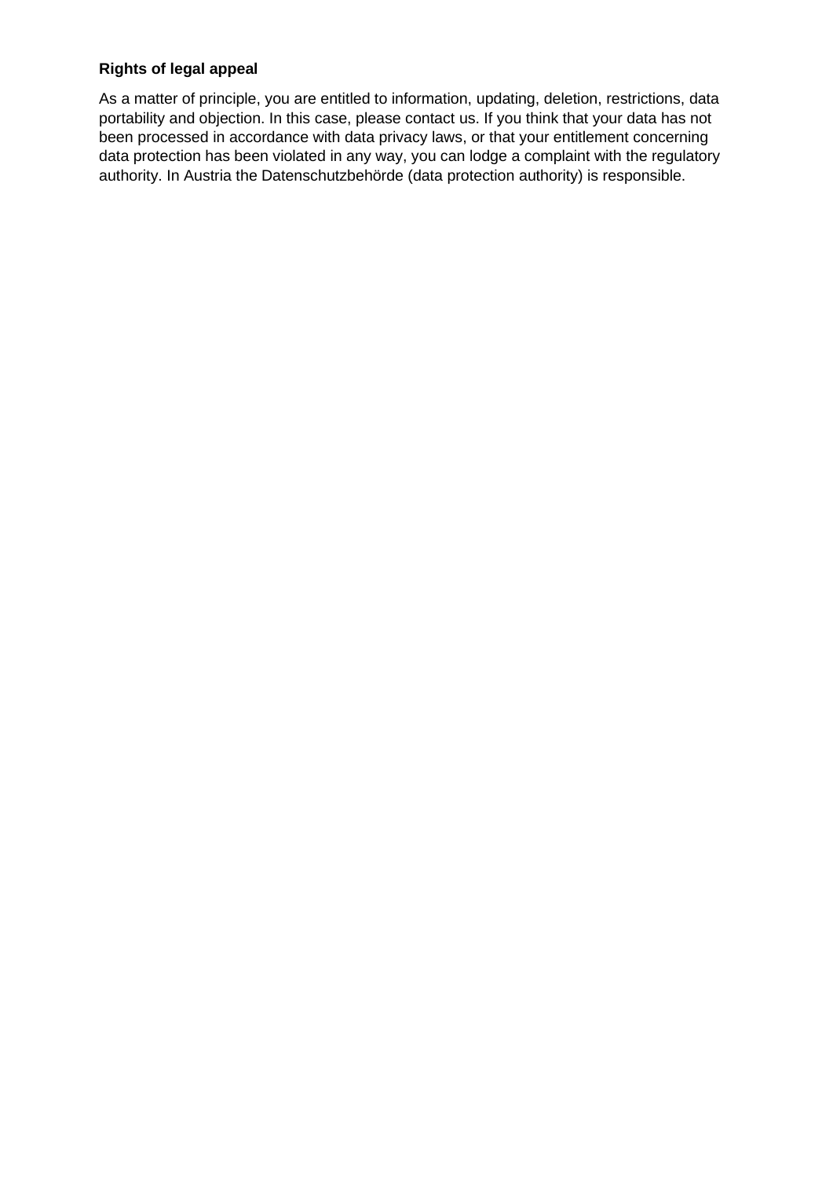**Rights of legal appeal**

As a matter of principle, you are entitled to information, updating, deletion, restrictions, data portability and objection. In this case, please contact us. If you think that your data has not been processed in accordance with data privacy laws, or that your entitlement concerning data protection has been violated in any way, you can lodge a complaint with the regulatory authority. In Austria the Datenschutzbehörde (data protection authority) is responsible.